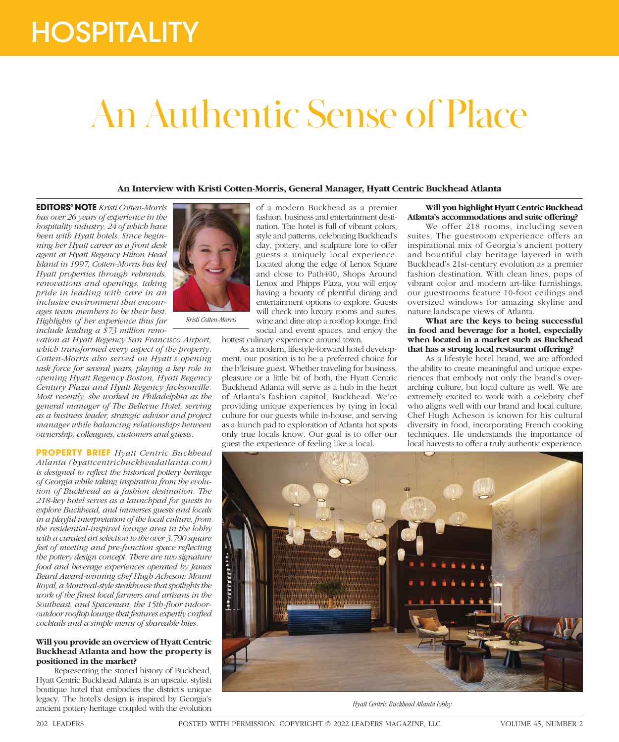# HOSPITALITY

# An Authentic Sense of Place

**An Interview with Kristi Cotten-Morris, General Manager, Hyatt Centric Buckhead Atlanta**

**EDITORS' NOTE** *Kristi Cotten-Morris has over 26 years of experience in the hospitality industry, 24 of which have been with Hyatt hotels. Since beginning her Hyatt career as a front desk agent at Hyatt Regency Hilton Head Island in 1997, Cotten-Morris has led Hyatt properties through rebrands, renovations and openings, taking pride in leading with care in an inclusive environment that encourages team members to be their best. Highlights of her experience thus far include leading a $73 million renovation at Hyatt Regency San Francisco Airport, which transformed every aspect of the property. Cotten-Morris also served on Hyatt's opening task force for several years, playing a key role in opening Hyatt Regency Boston, Hyatt Regency Century Plaza and Hyatt Regency Jacksonville. Most recently, she worked in Philadelphia as the general manager of The Bellevue Hotel, serving as a business leader, strategic advisor and project manager while balancing relationships between ownership, colleagues, customers and guests.*

*Kristi Cotten-Morris*

**PROPERTY BRIEF** *Hyatt Centric Buckhead Atlanta (hyattcentricbuckheadatlanta.com) is designed to reflect the historical pottery heritage of Georgia while taking inspiration from the evolution of Buckhead as a fashion destination. The 218-key hotel serves as a launchpad for guests to explore Buckhead, and immerses guests and locals in a playful interpretation of the local culture, from the residential-inspired lounge area in the lobby with a curated art selection to the over 3,700 square feet of meeting and pre-function space reflecting the pottery design concept. There are two signature food and beverage experiences operated by James Beard Award-winning chef Hugh Acheson: Mount Royal, a Montreal-style steakhouse that spotlights the work of the finest local farmers and artisans in the Southeast, and Spaceman, the 15th-floor indoor-outdoor rooftop lounge that features expertly crafted cocktails and a simple menu of shareable bites.*

**Will you provide an overview of Hyatt Centric Buckhead Atlanta and how the property is positioned in the market?**

Representing the storied history of Buckhead, Hyatt Centric Buckhead Atlanta is an upscale, stylish boutique hotel that embodies the district's unique legacy. The hotel's design is inspired by Georgia's ancient pottery heritage coupled with the evolution of a modern Buckhead as a premier fashion, business and entertainment destination. The hotel is full of vibrant colors, style and patterns, celebrating Buckhead's clay, pottery, and sculpture lore to offer guests a uniquely local experience. Located along the edge of Lenox Square and close to Path400, Shops Around Lenox and Phipps Plaza, you will enjoy having a bounty of plentiful dining and entertainment options to explore. Guests will check into luxury rooms and suites, wine and dine atop a rooftop lounge, find social and event spaces, and enjoy the hottest culinary experience around town.

As a modern, lifestyle-forward hotel development, our position is to be a preferred choice for the b'leisure guest. Whether traveling for business, pleasure or a little bit of both, the Hyatt Centric Buckhead Atlanta will serve as a hub in the heart of Atlanta's fashion capitol, Buckhead. We're providing unique experiences by tying in local culture for our guests while in-house, and serving as a launch pad to exploration of Atlanta hot spots only true locals know. Our goal is to offer our guest the experience of feeling like a local.

**Will you highlight Hyatt Centric Buckhead Atlanta's accommodations and suite offering?**

We offer 218 rooms, including seven suites. The guestroom experience offers an inspirational mix of Georgia's ancient pottery and bountiful clay heritage layered in with Buckhead's 21st-century evolution as a premier fashion destination. With clean lines, pops of vibrant color and modern art-like furnishings, our guestrooms feature 10-foot ceilings and oversized windows for amazing skyline and nature landscape views of Atlanta.

**What are the keys to being successful in food and beverage for a hotel, especially when located in a market such as Buckhead that has a strong local restaurant offering?**

As a lifestyle hotel brand, we are afforded the ability to create meaningful and unique experiences that embody not only the brand's overarching culture, but local culture as well. We are extremely excited to work with a celebrity chef who aligns well with our brand and local culture. Chef Hugh Acheson is known for his cultural diversity in food, incorporating French cooking techniques. He understands the importance of local harvests to offer a truly authentic experience.

*Hyatt Centric Buckhead Atlanta lobby*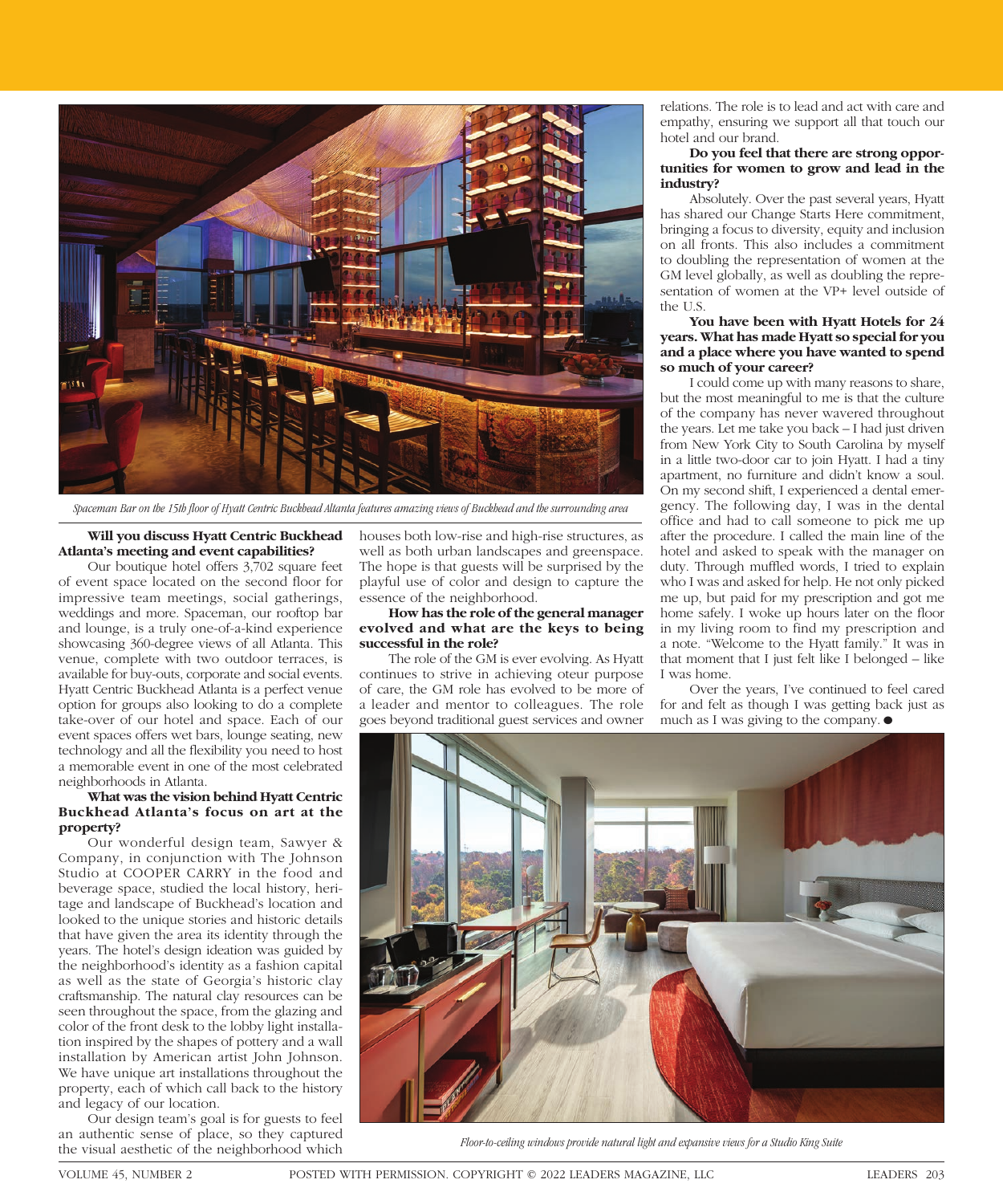*Spaceman Bar on the 15th floor of Hyatt Centric Buckhead Atlanta features amazing views of Buckhead and the surrounding area*

**Will you discuss Hyatt Centric Buckhead Atlanta's meeting and event capabilities?**

Our boutique hotel offers 3,702 square feet of event space located on the second floor for impressive team meetings, social gatherings, weddings and more. Spaceman, our rooftop bar and lounge, is a truly one-of-a-kind experience showcasing 360-degree views of all Atlanta. This venue, complete with two outdoor terraces, is available for buy-outs, corporate and social events. Hyatt Centric Buckhead Atlanta is a perfect venue option for groups also looking to do a complete take-over of our hotel and space. Each of our event spaces offers wet bars, lounge seating, new technology and all the flexibility you need to host a memorable event in one of the most celebrated neighborhoods in Atlanta.

**What was the vision behind Hyatt Centric Buckhead Atlanta's focus on art at the property?**

Our wonderful design team, Sawyer & Company, in conjunction with The Johnson Studio at COOPER CARRY in the food and beverage space, studied the local history, heritage and landscape of Buckhead's location and looked to the unique stories and historic details that have given the area its identity through the years. The hotel's design ideation was guided by the neighborhood's identity as a fashion capital as well as the state of Georgia's historic clay craftsmanship. The natural clay resources can be seen throughout the space, from the glazing and color of the front desk to the lobby light installation inspired by the shapes of pottery and a wall installation by American artist John Johnson. We have unique art installations throughout the property, each of which call back to the history and legacy of our location.

Our design team's goal is for guests to feel an authentic sense of place, so they captured the visual aesthetic of the neighborhood which houses both low-rise and high-rise structures, as well as both urban landscapes and greenspace. The hope is that guests will be surprised by the playful use of color and design to capture the essence of the neighborhood.

**How has the role of the general manager evolved and what are the keys to being successful in the role?**

The role of the GM is ever evolving. As Hyatt continues to strive in achieving oteur purpose of care, the GM role has evolved to be more of a leader and mentor to colleagues. The role goes beyond traditional guest services and owner relations. The role is to lead and act with care and empathy, ensuring we support all that touch our hotel and our brand.

**Do you feel that there are strong opportunities for women to grow and lead in the industry?**

Absolutely. Over the past several years, Hyatt has shared our Change Starts Here commitment, bringing a focus to diversity, equity and inclusion on all fronts. This also includes a commitment to doubling the representation of women at the GM level globally, as well as doubling the representation of women at the VP+ level outside of the U.S.

**You have been with Hyatt Hotels for 24 years. What has made Hyatt so special for you and a place where you have wanted to spend so much of your career?**

I could come up with many reasons to share, but the most meaningful to me is that the culture of the company has never wavered throughout the years. Let me take you back – I had just driven from New York City to South Carolina by myself in a little two-door car to join Hyatt. I had a tiny apartment, no furniture and didn't know a soul. On my second shift, I experienced a dental emergency. The following day, I was in the dental office and had to call someone to pick me up after the procedure. I called the main line of the hotel and asked to speak with the manager on duty. Through muffled words, I tried to explain who I was and asked for help. He not only picked me up, but paid for my prescription and got me home safely. I woke up hours later on the floor in my living room to find my prescription and a note. "Welcome to the Hyatt family." It was in that moment that I just felt like I belonged – like I was home.

Over the years, I've continued to feel cared for and felt as though I was getting back just as much as I was giving to the company. ●

*Floor-to-ceiling windows provide natural light and expansive views for a Studio King Suite*